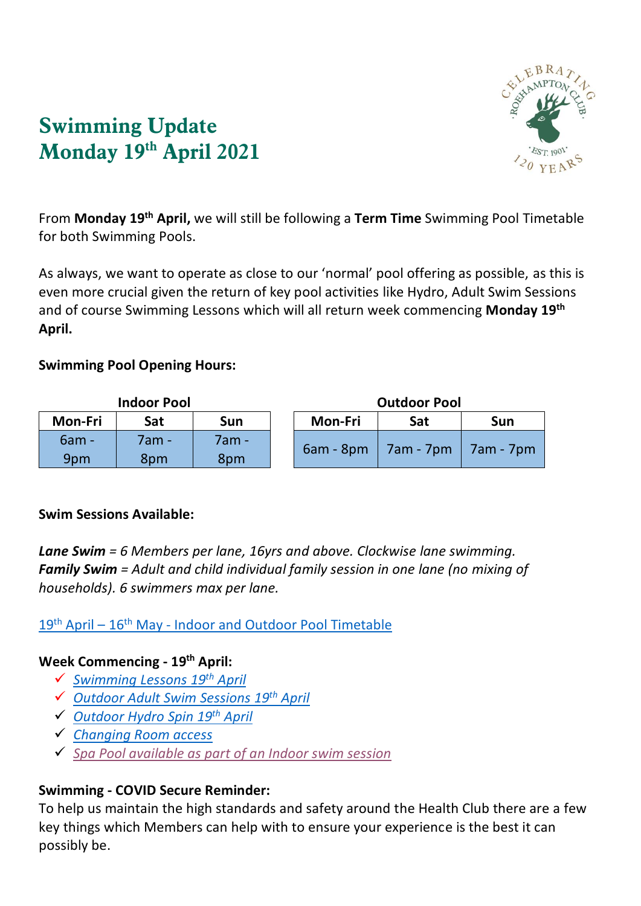# Swimming Update
# Monday 19th April 2021

From **Monday 19th April,** we will still be following a **Term Time** Swimming Pool Timetable for both Swimming Pools.

As always, we want to operate as close to our 'normal' pool offering as possible, as this is even more crucial given the return of key pool activities like Hydro, Adult Swim Sessions and of course Swimming Lessons which will all return week commencing **Monday 19th April.**

**Swimming Pool Opening Hours:**

**Indoor Pool**

| Mon-Fri | Sat | Sun |
|---|---|---|
| 6am - 9pm | 7am - 8pm | 7am - 8pm |

**Outdoor Pool**

| Mon-Fri | Sat | Sun |
|---|---|---|
| 6am - 8pm | 7am - 7pm | 7am - 7pm |

**Swim Sessions Available:**

***Lane Swim*** *= 6 Members per lane, 16yrs and above. Clockwise lane swimming.*
***Family Swim*** *= Adult and child individual family session in one lane (no mixing of households). 6 swimmers max per lane.*

19th April – 16th May - Indoor and Outdoor Pool Timetable

**Week Commencing - 19th April:**

- ✓ *Swimming Lessons 19th April*
- ✓ *Outdoor Adult Swim Sessions 19th April*
- ✓ *Outdoor Hydro Spin 19th April*
- ✓ *Changing Room access*
- ✓ *Spa Pool available as part of an Indoor swim session*

**Swimming - COVID Secure Reminder:**
To help us maintain the high standards and safety around the Health Club there are a few key things which Members can help with to ensure your experience is the best it can possibly be.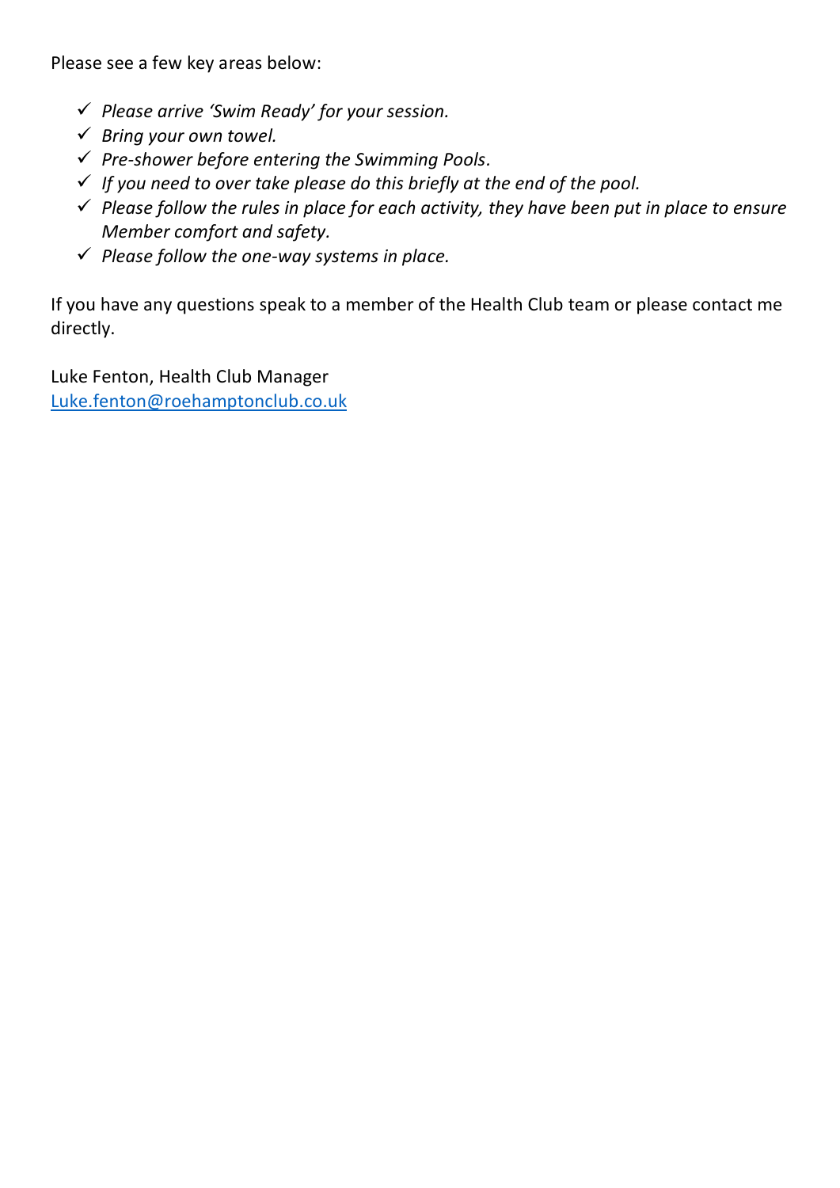Please see a few key areas below:

- ✓ *Please arrive 'Swim Ready' for your session.*
- ✓ *Bring your own towel.*
- ✓ *Pre-shower before entering the Swimming Pools.*
- ✓ *If you need to over take please do this briefly at the end of the pool.*
- ✓ *Please follow the rules in place for each activity, they have been put in place to ensure Member comfort and safety.*
- ✓ *Please follow the one-way systems in place.*

If you have any questions speak to a member of the Health Club team or please contact me directly.

Luke Fenton, Health Club Manager
[Luke.fenton@roehamptonclub.co.uk](mailto:Luke.fenton@roehamptonclub.co.uk)